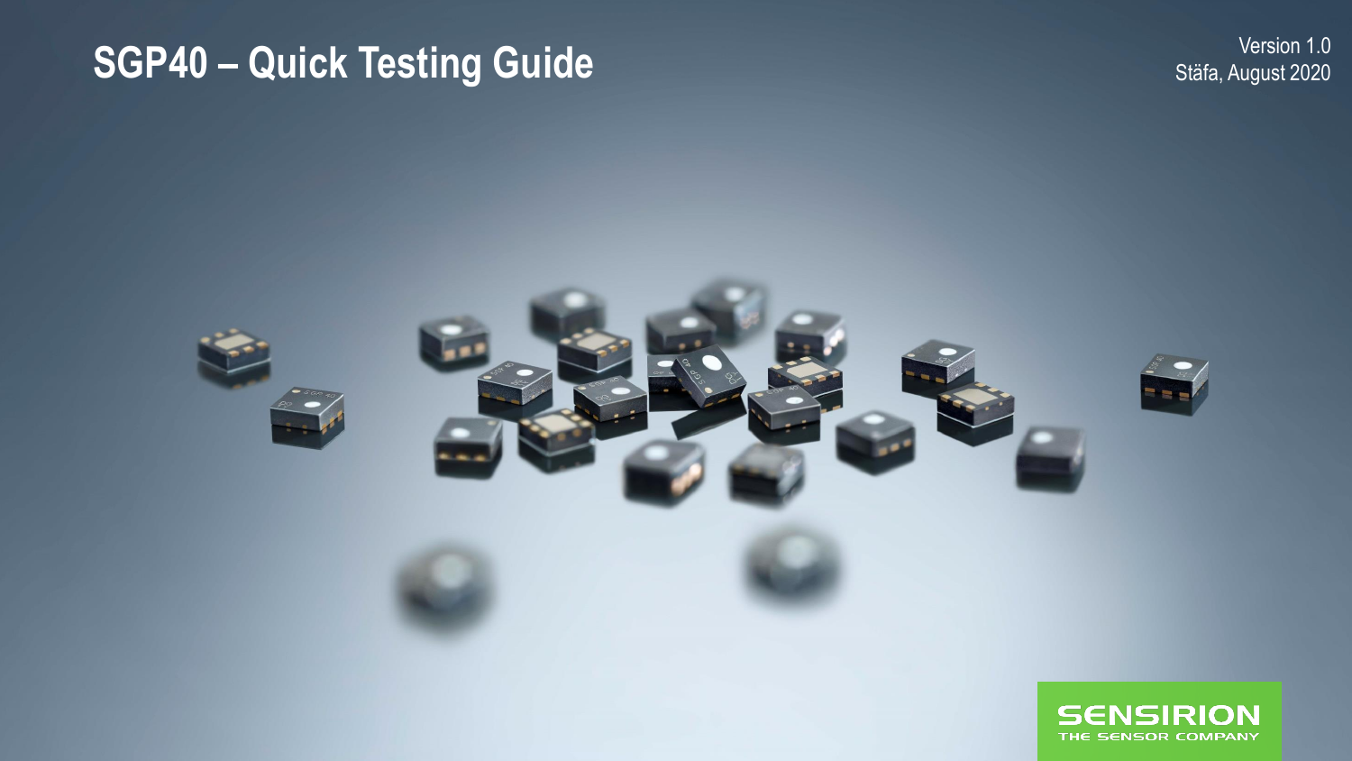# SGP40 – Quick Testing Guide

Version 1.0
Stäfa, August 2020

SENSIRION
THE SENSOR COMPANY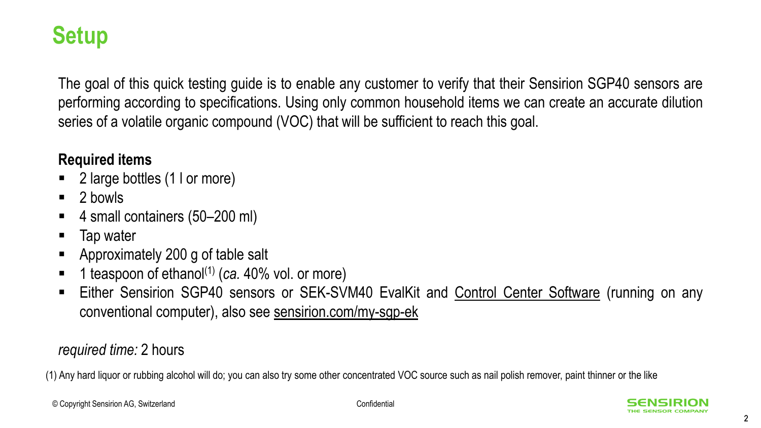# Setup

The goal of this quick testing guide is to enable any customer to verify that their Sensirion SGP40 sensors are performing according to specifications. Using only common household items we can create an accurate dilution series of a volatile organic compound (VOC) that will be sufficient to reach this goal.

**Required items**

- 2 large bottles (1 l or more)
- 2 bowls
- 4 small containers (50–200 ml)
- Tap water
- Approximately 200 g of table salt
- 1 teaspoon of ethanol[(1)] (*ca.* 40% vol. or more)
- Either Sensirion SGP40 sensors or SEK-SVM40 EvalKit and Control Center Software (running on any conventional computer), also see sensirion.com/my-sgp-ek

*required time:* 2 hours

(1) Any hard liquor or rubbing alcohol will do; you can also try some other concentrated VOC source such as nail polish remover, paint thinner or the like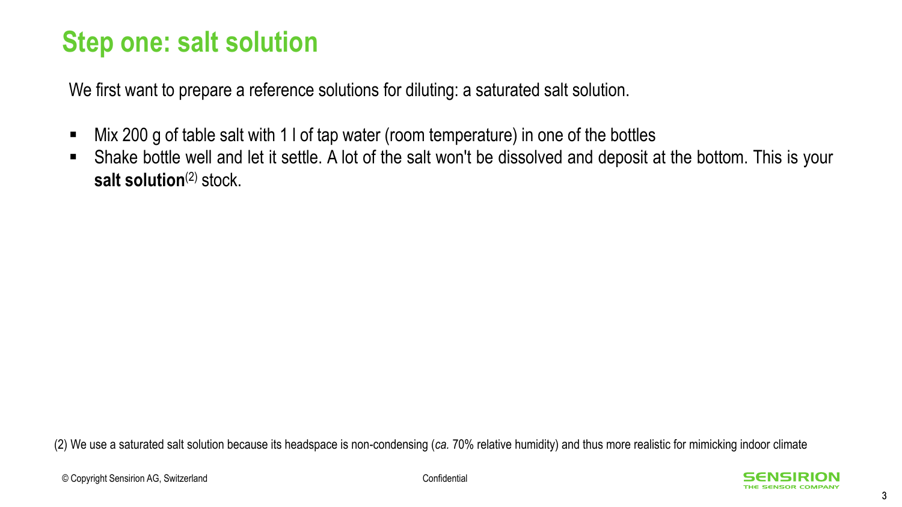# Step one: salt solution

We first want to prepare a reference solutions for diluting: a saturated salt solution.

- Mix 200 g of table salt with 1 l of tap water (room temperature) in one of the bottles
- Shake bottle well and let it settle. A lot of the salt won't be dissolved and deposit at the bottom. This is your **salt solution**(2) stock.

(2) We use a saturated salt solution because its headspace is non-condensing (*ca.* 70% relative humidity) and thus more realistic for mimicking indoor climate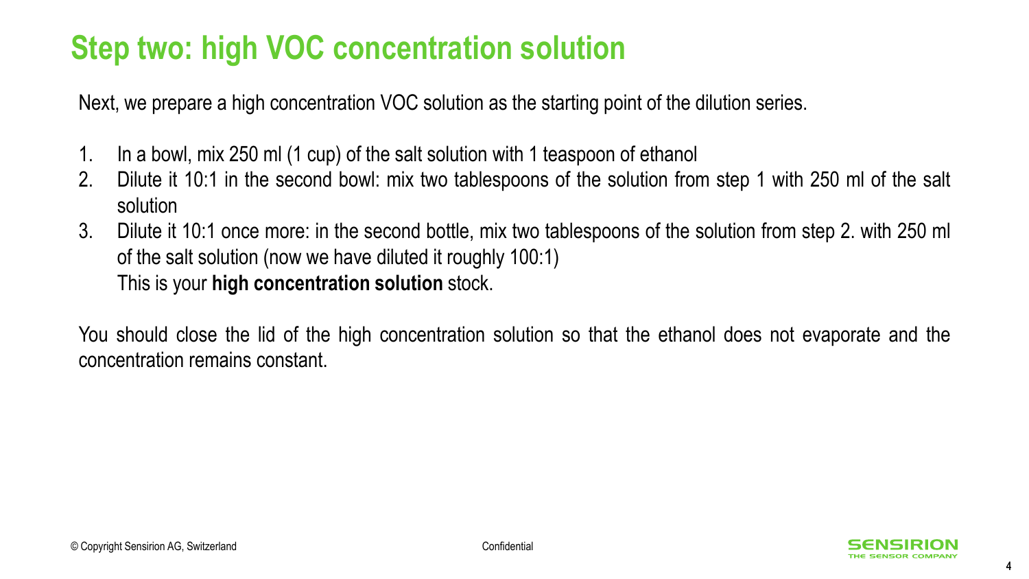# Step two: high VOC concentration solution

Next, we prepare a high concentration VOC solution as the starting point of the dilution series.

1. In a bowl, mix 250 ml (1 cup) of the salt solution with 1 teaspoon of ethanol
2. Dilute it 10:1 in the second bowl: mix two tablespoons of the solution from step 1 with 250 ml of the salt solution
3. Dilute it 10:1 once more: in the second bottle, mix two tablespoons of the solution from step 2. with 250 ml of the salt solution (now we have diluted it roughly 100:1)
   This is your **high concentration solution** stock.

You should close the lid of the high concentration solution so that the ethanol does not evaporate and the concentration remains constant.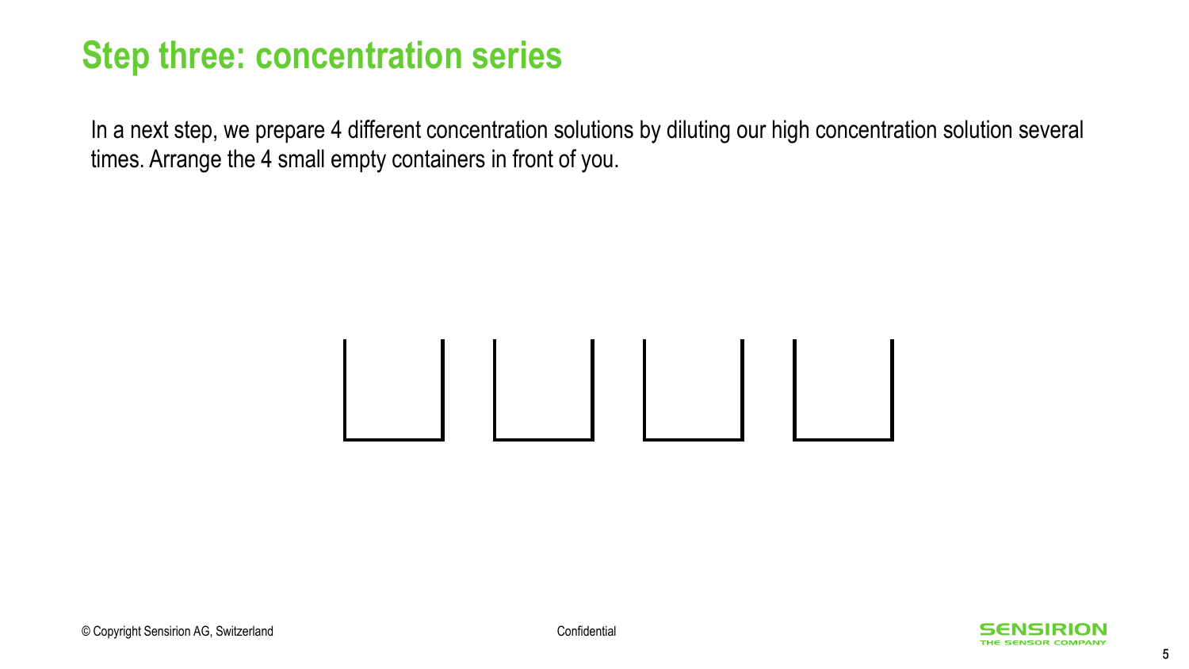# Step three: concentration series

In a next step, we prepare 4 different concentration solutions by diluting our high concentration solution several times. Arrange the 4 small empty containers in front of you.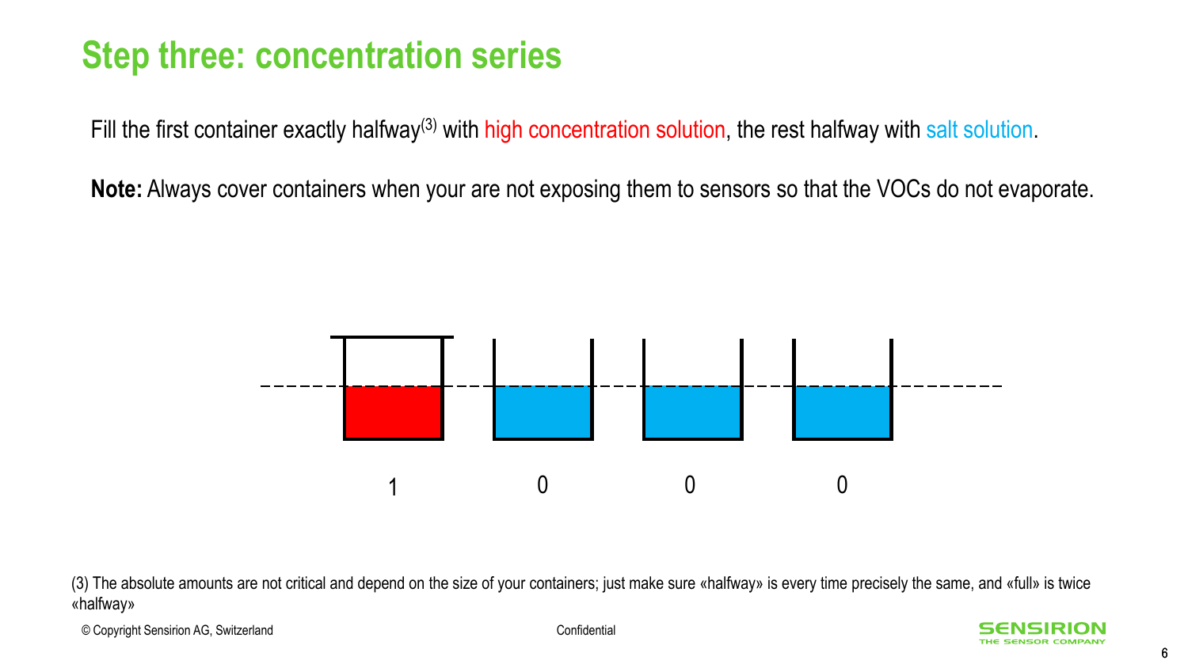# Step three: concentration series

Fill the first container exactly halfway[3] with high concentration solution, the rest halfway with salt solution.

**Note:** Always cover containers when your are not exposing them to sensors so that the VOCs do not evaporate.

1 0 0 0

(3) The absolute amounts are not critical and depend on the size of your containers; just make sure «halfway» is every time precisely the same, and «full» is twice «halfway»

© Copyright Sensirion AG, Switzerland

Confidential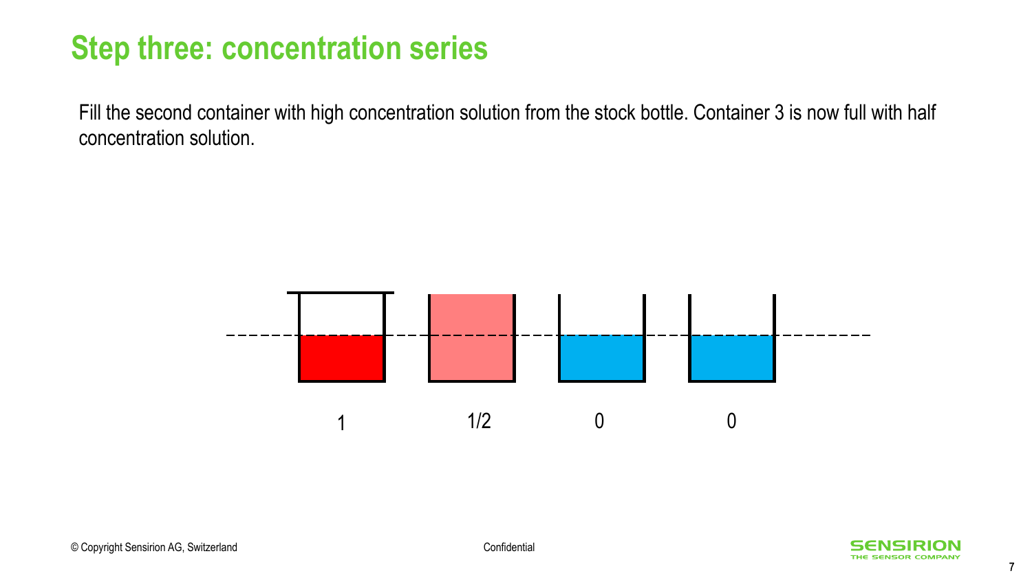# Step three: concentration series

Fill the second container with high concentration solution from the stock bottle. Container 3 is now full with half concentration solution.

1 1/2 0 0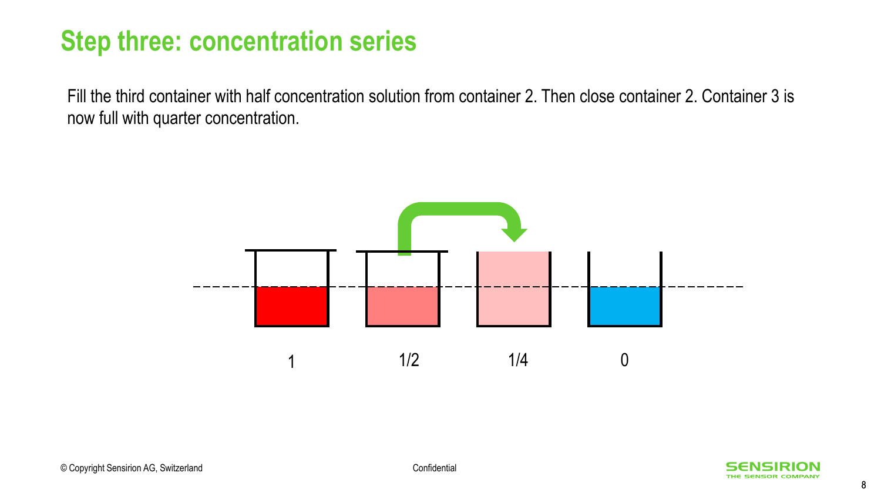# Step three: concentration series

Fill the third container with half concentration solution from container 2. Then close container 2. Container 3 is now full with quarter concentration.

1 1/2 1/4 0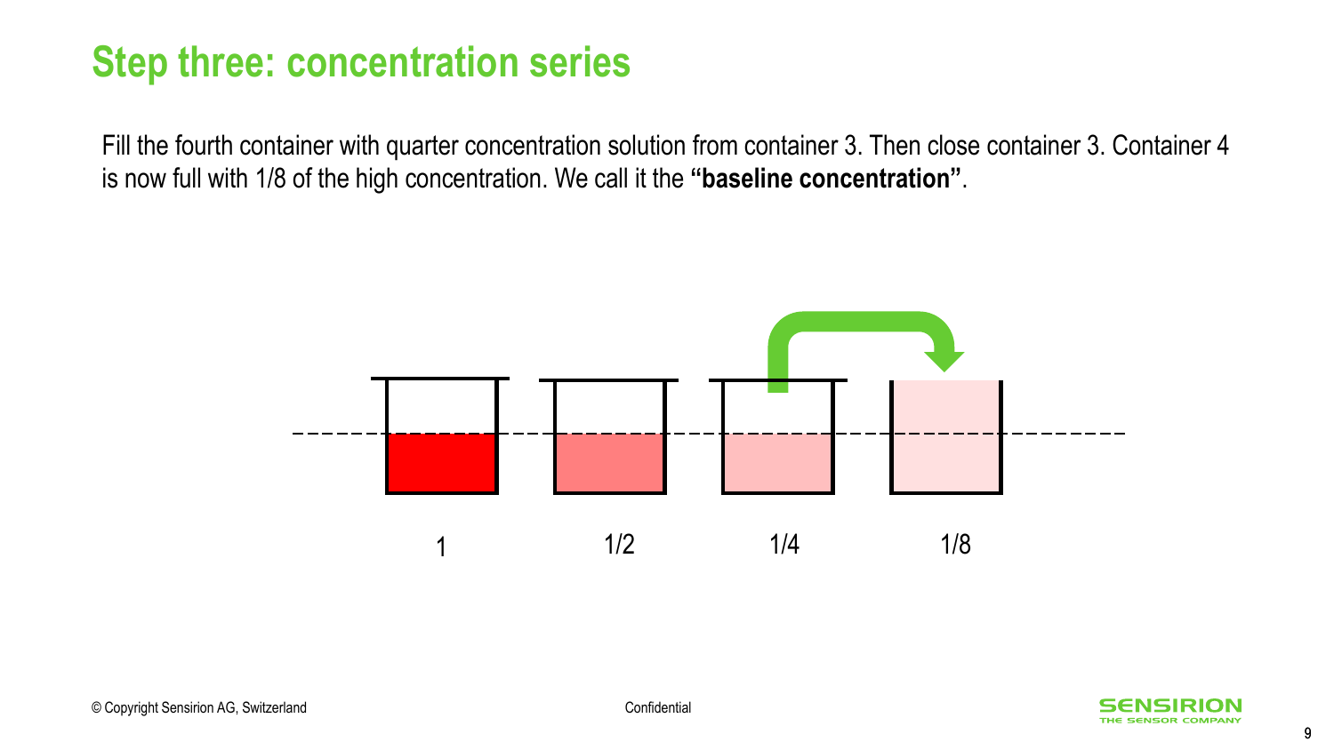# Step three: concentration series

Fill the fourth container with quarter concentration solution from container 3. Then close container 3. Container 4 is now full with 1/8 of the high concentration. We call it the **"baseline concentration"**.

1 1/2 1/4 1/8

© Copyright Sensirion AG, Switzerland

Confidential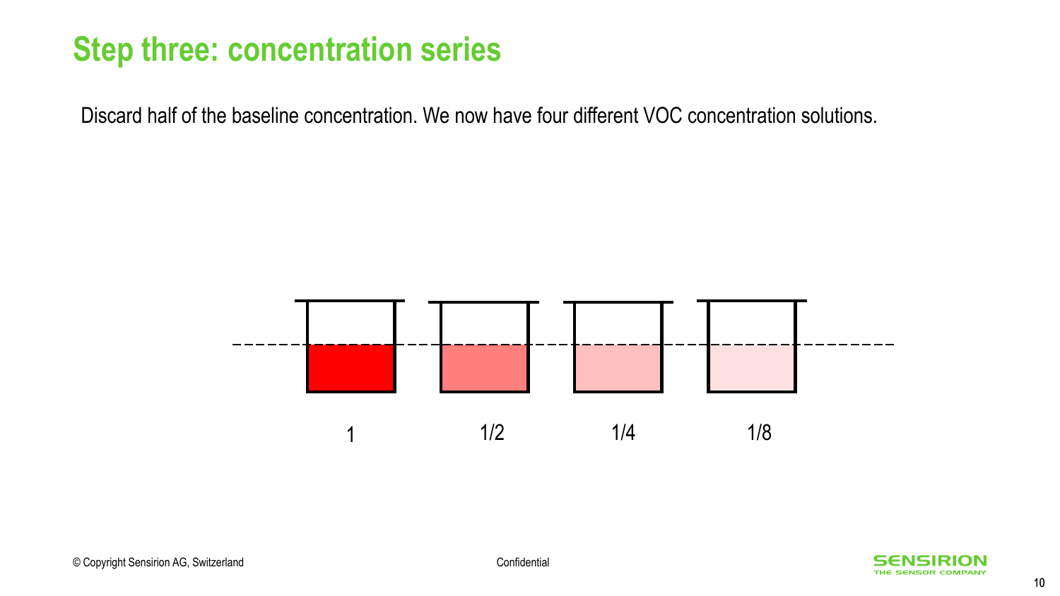# Step three: concentration series

Discard half of the baseline concentration. We now have four different VOC concentration solutions.

1 1/2 1/4 1/8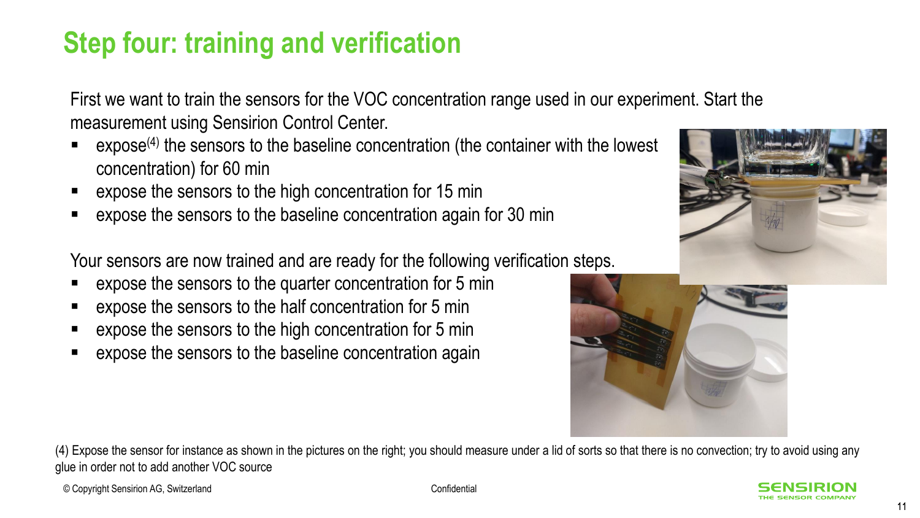# Step four: training and verification

First we want to train the sensors for the VOC concentration range used in our experiment. Start the measurement using Sensirion Control Center.

- expose[4] the sensors to the baseline concentration (the container with the lowest concentration) for 60 min
- expose the sensors to the high concentration for 15 min
- expose the sensors to the baseline concentration again for 30 min

Your sensors are now trained and are ready for the following verification steps.

- expose the sensors to the quarter concentration for 5 min
- expose the sensors to the half concentration for 5 min
- expose the sensors to the high concentration for 5 min
- expose the sensors to the baseline concentration again

(4) Expose the sensor for instance as shown in the pictures on the right; you should measure under a lid of sorts so that there is no convection; try to avoid using any glue in order not to add another VOC source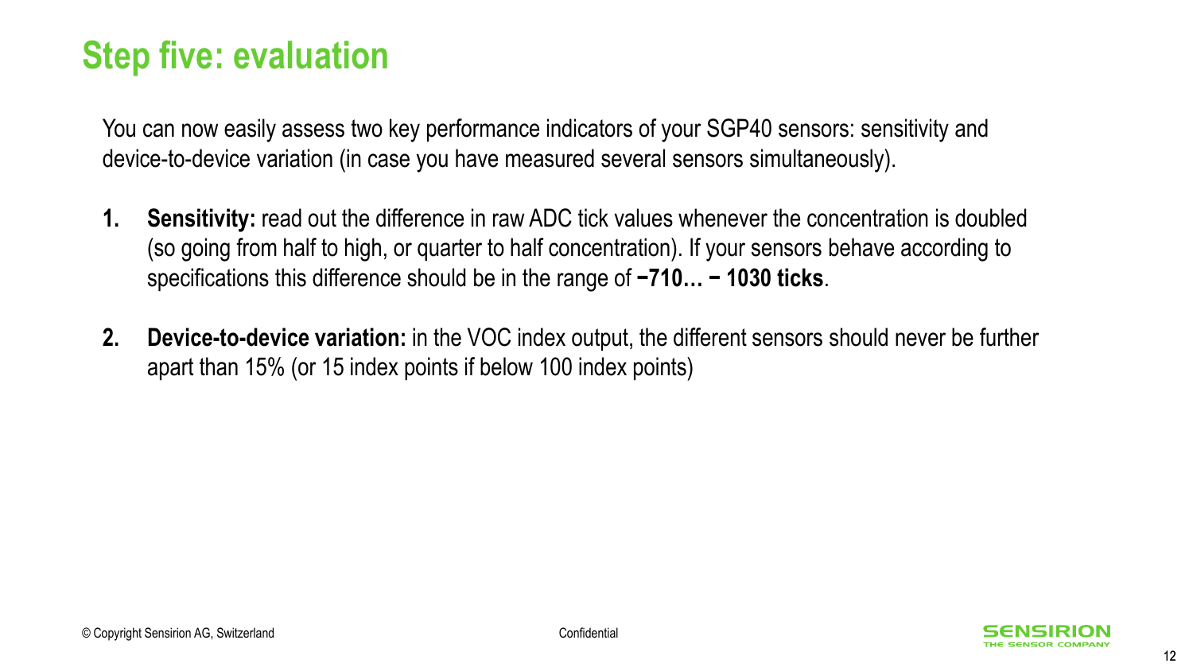# Step five: evaluation

You can now easily assess two key performance indicators of your SGP40 sensors: sensitivity and device-to-device variation (in case you have measured several sensors simultaneously).

1. **Sensitivity:** read out the difference in raw ADC tick values whenever the concentration is doubled (so going from half to high, or quarter to half concentration). If your sensors behave according to specifications this difference should be in the range of **−710… − 1030 ticks**.

2. **Device-to-device variation:** in the VOC index output, the different sensors should never be further apart than 15% (or 15 index points if below 100 index points)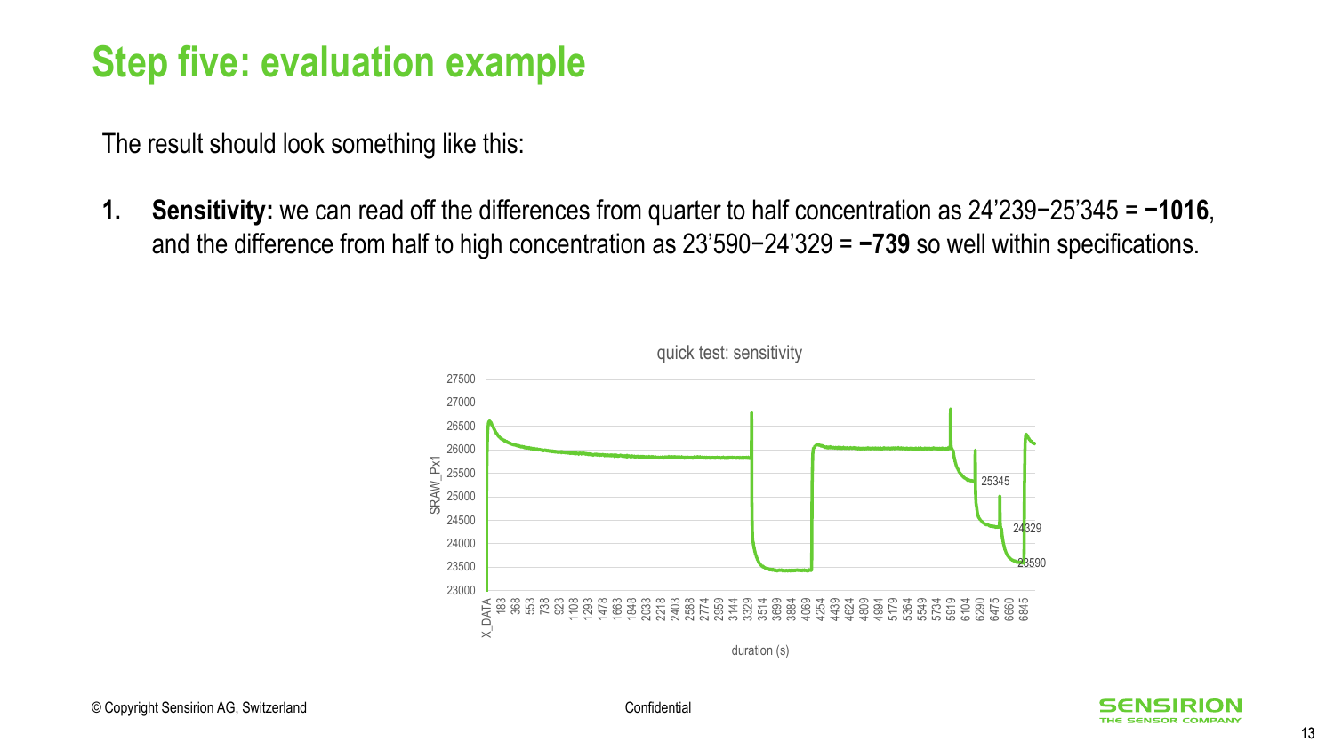# Step five: evaluation example

The result should look something like this:

1. **Sensitivity:** we can read off the differences from quarter to half concentration as 24’239−25’345 = **−1016**, and the difference from half to high concentration as 23’590−24’329 = **−739** so well within specifications.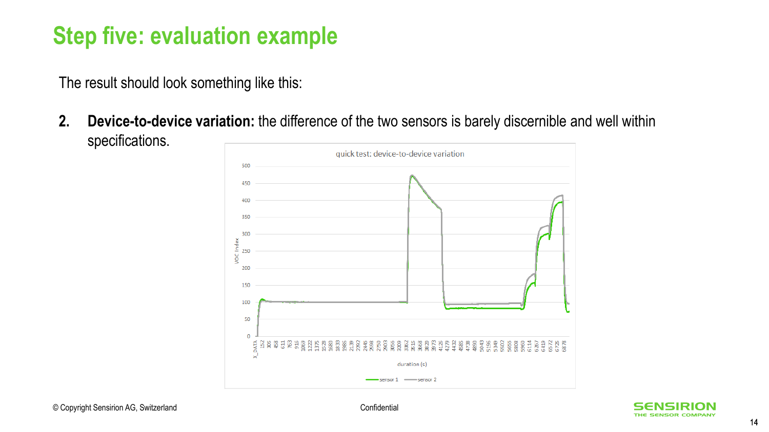# Step five: evaluation example

The result should look something like this:

2. **Device-to-device variation:** the difference of the two sensors is barely discernible and well within specifications.

quick test: device-to-device variation

VOC Index

duration (s)

sensor 1 — sensor 2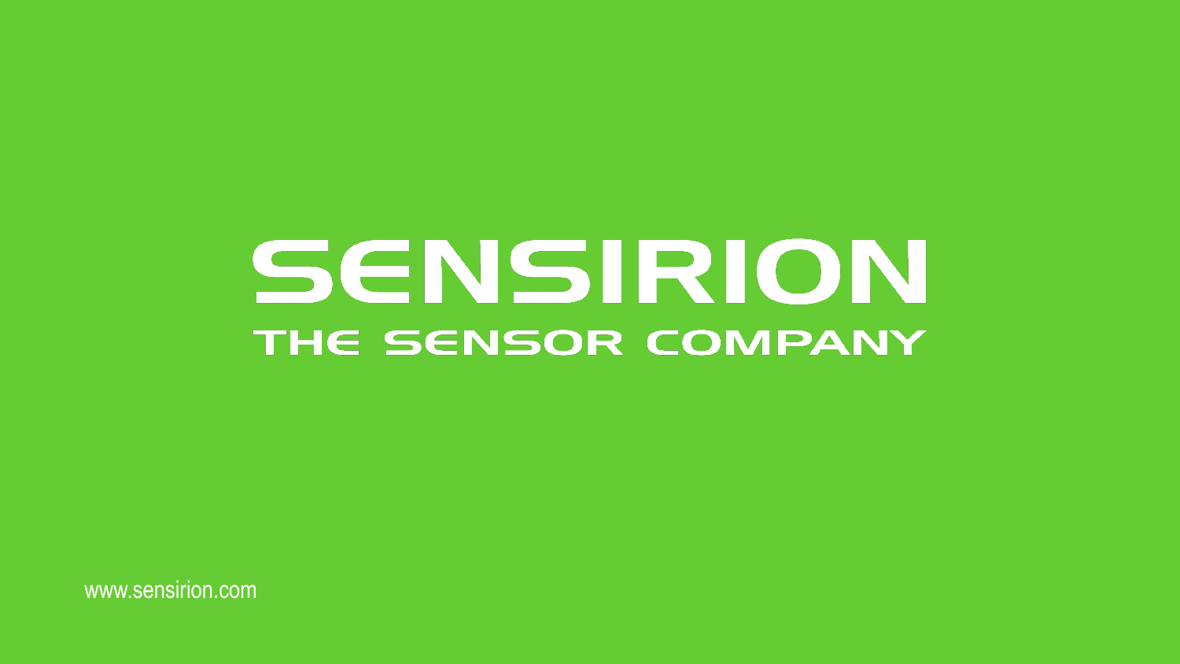# SENSIRION

THE SENSOR COMPANY

www.sensirion.com